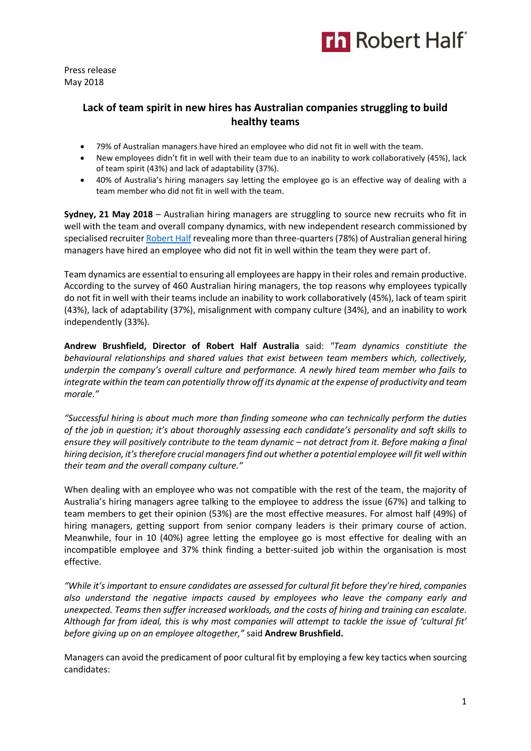Press release
May 2018

## Lack of team spirit in new hires has Australian companies struggling to build healthy teams

- 79% of Australian managers have hired an employee who did not fit in well with the team.
- New employees didn't fit in well with their team due to an inability to work collaboratively (45%), lack of team spirit (43%) and lack of adaptability (37%).
- 40% of Australia's hiring managers say letting the employee go is an effective way of dealing with a team member who did not fit in well with the team.

**Sydney, 21 May 2018** – Australian hiring managers are struggling to source new recruits who fit in well with the team and overall company dynamics, with new independent research commissioned by specialised recruiter Robert Half revealing more than three-quarters (78%) of Australian general hiring managers have hired an employee who did not fit in well within the team they were part of.

Team dynamics are essential to ensuring all employees are happy in their roles and remain productive. According to the survey of 460 Australian hiring managers, the top reasons why employees typically do not fit in well with their teams include an inability to work collaboratively (45%), lack of team spirit (43%), lack of adaptability (37%), misalignment with company culture (34%), and an inability to work independently (33%).

**Andrew Brushfield, Director of Robert Half Australia** said: *"Team dynamics constitiute the behavioural relationships and shared values that exist between team members which, collectively, underpin the company's overall culture and performance. A newly hired team member who fails to integrate within the team can potentially throw off its dynamic at the expense of productivity and team morale."*

*"Successful hiring is about much more than finding someone who can technically perform the duties of the job in question; it's about thoroughly assessing each candidate's personality and soft skills to ensure they will positively contribute to the team dynamic – not detract from it. Before making a final hiring decision, it's therefore crucial managers find out whether a potential employee will fit well within their team and the overall company culture."*

When dealing with an employee who was not compatible with the rest of the team, the majority of Australia's hiring managers agree talking to the employee to address the issue (67%) and talking to team members to get their opinion (53%) are the most effective measures. For almost half (49%) of hiring managers, getting support from senior company leaders is their primary course of action. Meanwhile, four in 10 (40%) agree letting the employee go is most effective for dealing with an incompatible employee and 37% think finding a better-suited job within the organisation is most effective.

*"While it's important to ensure candidates are assessed for cultural fit before they're hired, companies also understand the negative impacts caused by employees who leave the company early and unexpected. Teams then suffer increased workloads, and the costs of hiring and training can escalate. Although far from ideal, this is why most companies will attempt to tackle the issue of 'cultural fit' before giving up on an employee altogether,"* said **Andrew Brushfield.**

Managers can avoid the predicament of poor cultural fit by employing a few key tactics when sourcing candidates: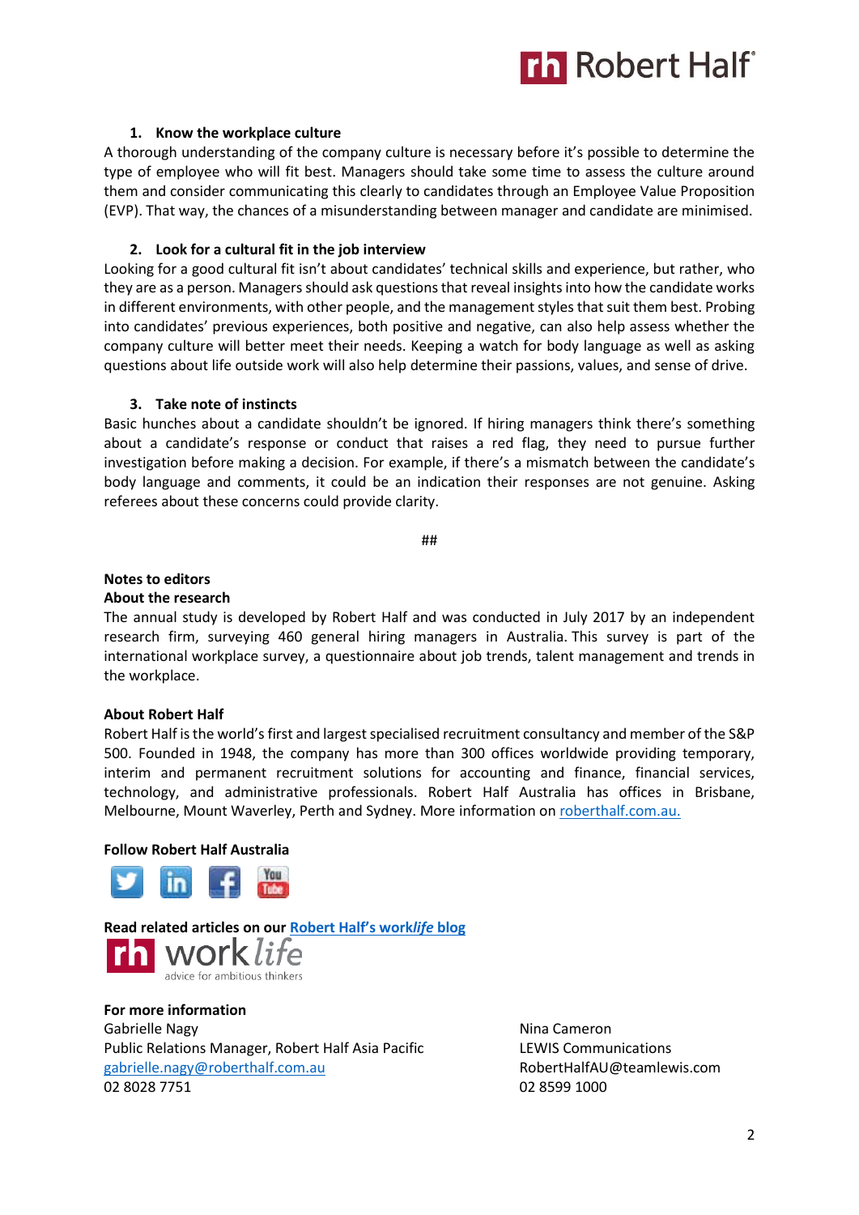1. **Know the workplace culture**

A thorough understanding of the company culture is necessary before it's possible to determine the type of employee who will fit best. Managers should take some time to assess the culture around them and consider communicating this clearly to candidates through an Employee Value Proposition (EVP). That way, the chances of a misunderstanding between manager and candidate are minimised.

2. **Look for a cultural fit in the job interview**

Looking for a good cultural fit isn't about candidates' technical skills and experience, but rather, who they are as a person. Managers should ask questions that reveal insights into how the candidate works in different environments, with other people, and the management styles that suit them best. Probing into candidates' previous experiences, both positive and negative, can also help assess whether the company culture will better meet their needs. Keeping a watch for body language as well as asking questions about life outside work will also help determine their passions, values, and sense of drive.

3. **Take note of instincts**

Basic hunches about a candidate shouldn't be ignored. If hiring managers think there's something about a candidate's response or conduct that raises a red flag, they need to pursue further investigation before making a decision. For example, if there's a mismatch between the candidate's body language and comments, it could be an indication their responses are not genuine. Asking referees about these concerns could provide clarity.

##

**Notes to editors**

**About the research**

The annual study is developed by Robert Half and was conducted in July 2017 by an independent research firm, surveying 460 general hiring managers in Australia. This survey is part of the international workplace survey, a questionnaire about job trends, talent management and trends in the workplace.

**About Robert Half**

Robert Half is the world's first and largest specialised recruitment consultancy and member of the S&P 500. Founded in 1948, the company has more than 300 offices worldwide providing temporary, interim and permanent recruitment solutions for accounting and finance, financial services, technology, and administrative professionals. Robert Half Australia has offices in Brisbane, Melbourne, Mount Waverley, Perth and Sydney. More information on roberthalf.com.au.

**Follow Robert Half Australia**

**Read related articles on our Robert Half's work*life* blog**

**For more information**

Gabrielle Nagy
Public Relations Manager, Robert Half Asia Pacific
gabrielle.nagy@roberthalf.com.au
02 8028 7751

Nina Cameron
LEWIS Communications
RobertHalfAU@teamlewis.com
02 8599 1000